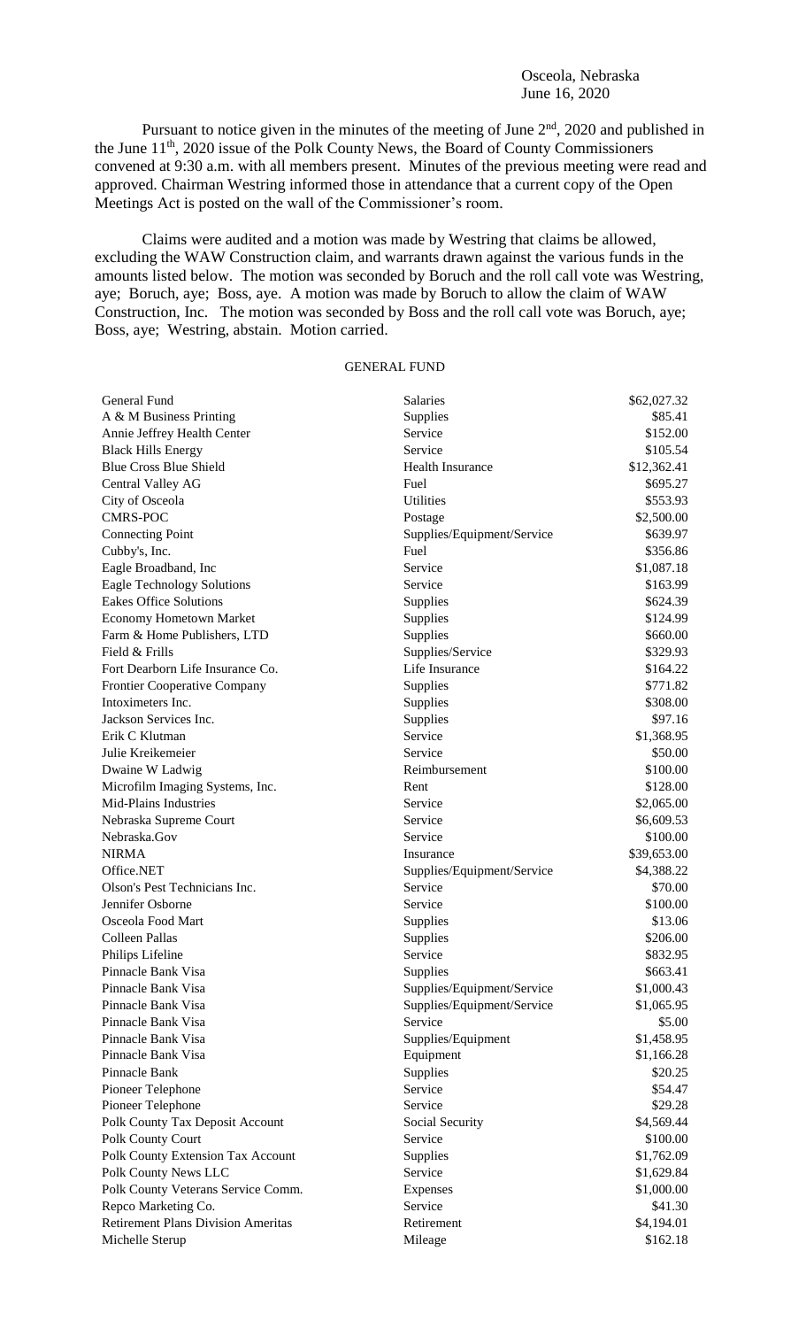Osceola, Nebraska
June 16, 2020

Pursuant to notice given in the minutes of the meeting of June 2nd, 2020 and published in the June 11th, 2020 issue of the Polk County News, the Board of County Commissioners convened at 9:30 a.m. with all members present. Minutes of the previous meeting were read and approved. Chairman Westring informed those in attendance that a current copy of the Open Meetings Act is posted on the wall of the Commissioner's room.

Claims were audited and a motion was made by Westring that claims be allowed, excluding the WAW Construction claim, and warrants drawn against the various funds in the amounts listed below. The motion was seconded by Boruch and the roll call vote was Westring, aye; Boruch, aye; Boss, aye. A motion was made by Boruch to allow the claim of WAW Construction, Inc. The motion was seconded by Boss and the roll call vote was Boruch, aye; Boss, aye; Westring, abstain. Motion carried.

GENERAL FUND

| | | |
|---|---|---|
| General Fund | Salaries | $62,027.32 |
| A & M Business Printing | Supplies | $85.41 |
| Annie Jeffrey Health Center | Service | $152.00 |
| Black Hills Energy | Service | $105.54 |
| Blue Cross Blue Shield | Health Insurance | $12,362.41 |
| Central Valley AG | Fuel | $695.27 |
| City of Osceola | Utilities | $553.93 |
| CMRS-POC | Postage | $2,500.00 |
| Connecting Point | Supplies/Equipment/Service | $639.97 |
| Cubby's, Inc. | Fuel | $356.86 |
| Eagle Broadband, Inc | Service | $1,087.18 |
| Eagle Technology Solutions | Service | $163.99 |
| Eakes Office Solutions | Supplies | $624.39 |
| Economy Hometown Market | Supplies | $124.99 |
| Farm & Home Publishers, LTD | Supplies | $660.00 |
| Field & Frills | Supplies/Service | $329.93 |
| Fort Dearborn Life Insurance Co. | Life Insurance | $164.22 |
| Frontier Cooperative Company | Supplies | $771.82 |
| Intoximeters Inc. | Supplies | $308.00 |
| Jackson Services Inc. | Supplies | $97.16 |
| Erik C Klutman | Service | $1,368.95 |
| Julie Kreikemeier | Service | $50.00 |
| Dwaine W Ladwig | Reimbursement | $100.00 |
| Microfilm Imaging Systems, Inc. | Rent | $128.00 |
| Mid-Plains Industries | Service | $2,065.00 |
| Nebraska Supreme Court | Service | $6,609.53 |
| Nebraska.Gov | Service | $100.00 |
| NIRMA | Insurance | $39,653.00 |
| Office.NET | Supplies/Equipment/Service | $4,388.22 |
| Olson's Pest Technicians Inc. | Service | $70.00 |
| Jennifer Osborne | Service | $100.00 |
| Osceola Food Mart | Supplies | $13.06 |
| Colleen Pallas | Supplies | $206.00 |
| Philips Lifeline | Service | $832.95 |
| Pinnacle Bank Visa | Supplies | $663.41 |
| Pinnacle Bank Visa | Supplies/Equipment/Service | $1,000.43 |
| Pinnacle Bank Visa | Supplies/Equipment/Service | $1,065.95 |
| Pinnacle Bank Visa | Service | $5.00 |
| Pinnacle Bank Visa | Supplies/Equipment | $1,458.95 |
| Pinnacle Bank Visa | Equipment | $1,166.28 |
| Pinnacle Bank | Supplies | $20.25 |
| Pioneer Telephone | Service | $54.47 |
| Pioneer Telephone | Service | $29.28 |
| Polk County Tax Deposit Account | Social Security | $4,569.44 |
| Polk County Court | Service | $100.00 |
| Polk County Extension Tax Account | Supplies | $1,762.09 |
| Polk County News LLC | Service | $1,629.84 |
| Polk County Veterans Service Comm. | Expenses | $1,000.00 |
| Repco Marketing Co. | Service | $41.30 |
| Retirement Plans Division Ameritas | Retirement | $4,194.01 |
| Michelle Sterup | Mileage | $162.18 |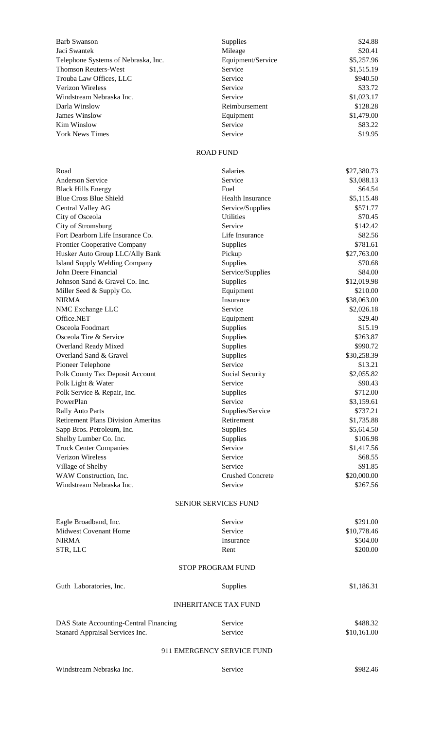| | | |
|---|---|---|
| Barb Swanson | Supplies | $24.88 |
| Jaci Swantek | Mileage | $20.41 |
| Telephone Systems of Nebraska, Inc. | Equipment/Service | $5,257.96 |
| Thomson Reuters-West | Service | $1,515.19 |
| Trouba Law Offices, LLC | Service | $940.50 |
| Verizon Wireless | Service | $33.72 |
| Windstream Nebraska Inc. | Service | $1,023.17 |
| Darla Winslow | Reimbursement | $128.28 |
| James Winslow | Equipment | $1,479.00 |
| Kim Winslow | Service | $83.22 |
| York News Times | Service | $19.95 |

## ROAD FUND

| | | |
|---|---|---|
| Road | Salaries | $27,380.73 |
| Anderson Service | Service | $3,088.13 |
| Black Hills Energy | Fuel | $64.54 |
| Blue Cross Blue Shield | Health Insurance | $5,115.48 |
| Central Valley AG | Service/Supplies | $571.77 |
| City of Osceola | Utilities | $70.45 |
| City of Stromsburg | Service | $142.42 |
| Fort Dearborn Life Insurance Co. | Life Insurance | $82.56 |
| Frontier Cooperative Company | Supplies | $781.61 |
| Husker Auto Group LLC/Ally Bank | Pickup | $27,763.00 |
| Island Supply Welding Company | Supplies | $70.68 |
| John Deere Financial | Service/Supplies | $84.00 |
| Johnson Sand & Gravel Co. Inc. | Supplies | $12,019.98 |
| Miller Seed & Supply Co. | Equipment | $210.00 |
| NIRMA | Insurance | $38,063.00 |
| NMC Exchange LLC | Service | $2,026.18 |
| Office.NET | Equipment | $29.40 |
| Osceola Foodmart | Supplies | $15.19 |
| Osceola Tire & Service | Supplies | $263.87 |
| Overland Ready Mixed | Supplies | $990.72 |
| Overland Sand & Gravel | Supplies | $30,258.39 |
| Pioneer Telephone | Service | $13.21 |
| Polk County Tax Deposit Account | Social Security | $2,055.82 |
| Polk Light & Water | Service | $90.43 |
| Polk Service & Repair, Inc. | Supplies | $712.00 |
| PowerPlan | Service | $3,159.61 |
| Rally Auto Parts | Supplies/Service | $737.21 |
| Retirement Plans Division Ameritas | Retirement | $1,735.88 |
| Sapp Bros. Petroleum, Inc. | Supplies | $5,614.50 |
| Shelby Lumber Co. Inc. | Supplies | $106.98 |
| Truck Center Companies | Service | $1,417.56 |
| Verizon Wireless | Service | $68.55 |
| Village of Shelby | Service | $91.85 |
| WAW Construction, Inc. | Crushed Concrete | $20,000.00 |
| Windstream Nebraska Inc. | Service | $267.56 |

## SENIOR SERVICES FUND

| | | |
|---|---|---|
| Eagle Broadband, Inc. | Service | $291.00 |
| Midwest Covenant Home | Service | $10,778.46 |
| NIRMA | Insurance | $504.00 |
| STR, LLC | Rent | $200.00 |

## STOP PROGRAM FUND

| | | |
|---|---|---|
| Guth Laboratories, Inc. | Supplies | $1,186.31 |

## INHERITANCE TAX FUND

| | | |
|---|---|---|
| DAS State Accounting-Central Financing | Service | $488.32 |
| Stanard Appraisal Services Inc. | Service | $10,161.00 |

## 911 EMERGENCY SERVICE FUND

| | | |
|---|---|---|
| Windstream Nebraska Inc. | Service | $982.46 |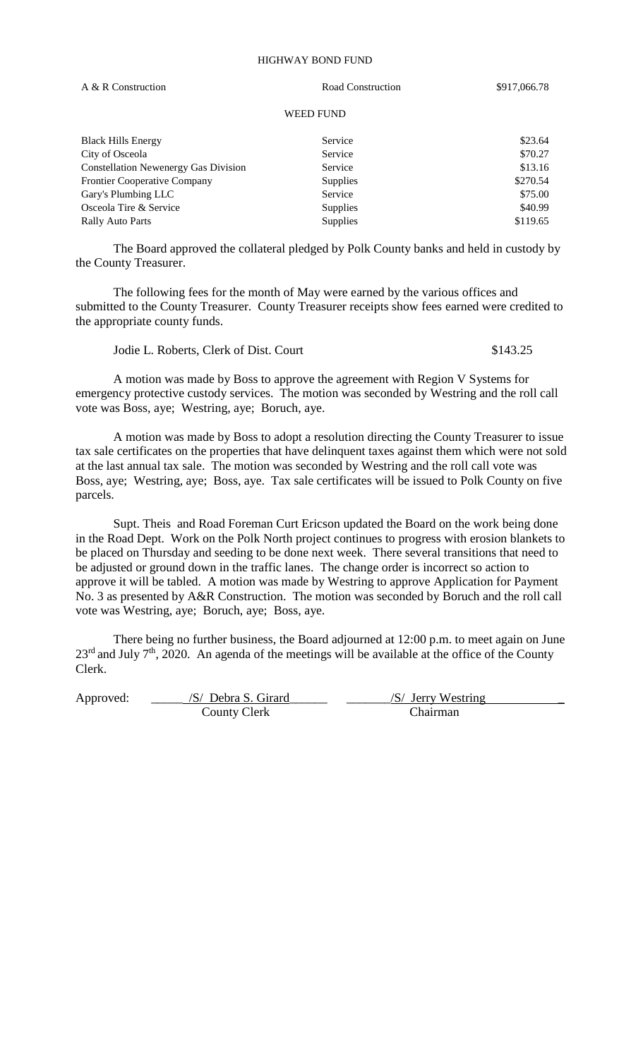HIGHWAY BOND FUND

| | | |
|---|---|---|
| A & R Construction | Road Construction | $917,066.78 |

WEED FUND

| | | |
|---|---|---|
| Black Hills Energy | Service | $23.64 |
| City of Osceola | Service | $70.27 |
| Constellation Newenergy Gas Division | Service | $13.16 |
| Frontier Cooperative Company | Supplies | $270.54 |
| Gary's Plumbing LLC | Service | $75.00 |
| Osceola Tire & Service | Supplies | $40.99 |
| Rally Auto Parts | Supplies | $119.65 |

The Board approved the collateral pledged by Polk County banks and held in custody by the County Treasurer.

The following fees for the month of May were earned by the various offices and submitted to the County Treasurer. County Treasurer receipts show fees earned were credited to the appropriate county funds.

Jodie L. Roberts, Clerk of Dist. Court $143.25

A motion was made by Boss to approve the agreement with Region V Systems for emergency protective custody services. The motion was seconded by Westring and the roll call vote was Boss, aye; Westring, aye; Boruch, aye.

A motion was made by Boss to adopt a resolution directing the County Treasurer to issue tax sale certificates on the properties that have delinquent taxes against them which were not sold at the last annual tax sale. The motion was seconded by Westring and the roll call vote was Boss, aye; Westring, aye; Boss, aye. Tax sale certificates will be issued to Polk County on five parcels.

Supt. Theis and Road Foreman Curt Ericson updated the Board on the work being done in the Road Dept. Work on the Polk North project continues to progress with erosion blankets to be placed on Thursday and seeding to be done next week. There several transitions that need to be adjusted or ground down in the traffic lanes. The change order is incorrect so action to approve it will be tabled. A motion was made by Westring to approve Application for Payment No. 3 as presented by A&R Construction. The motion was seconded by Boruch and the roll call vote was Westring, aye; Boruch, aye; Boss, aye.

There being no further business, the Board adjourned at 12:00 p.m. to meet again on June 23rd and July 7th, 2020. An agenda of the meetings will be available at the office of the County Clerk.

Approved: /S/ Debra S. Girard — County Clerk

/S/ Jerry Westring — Chairman